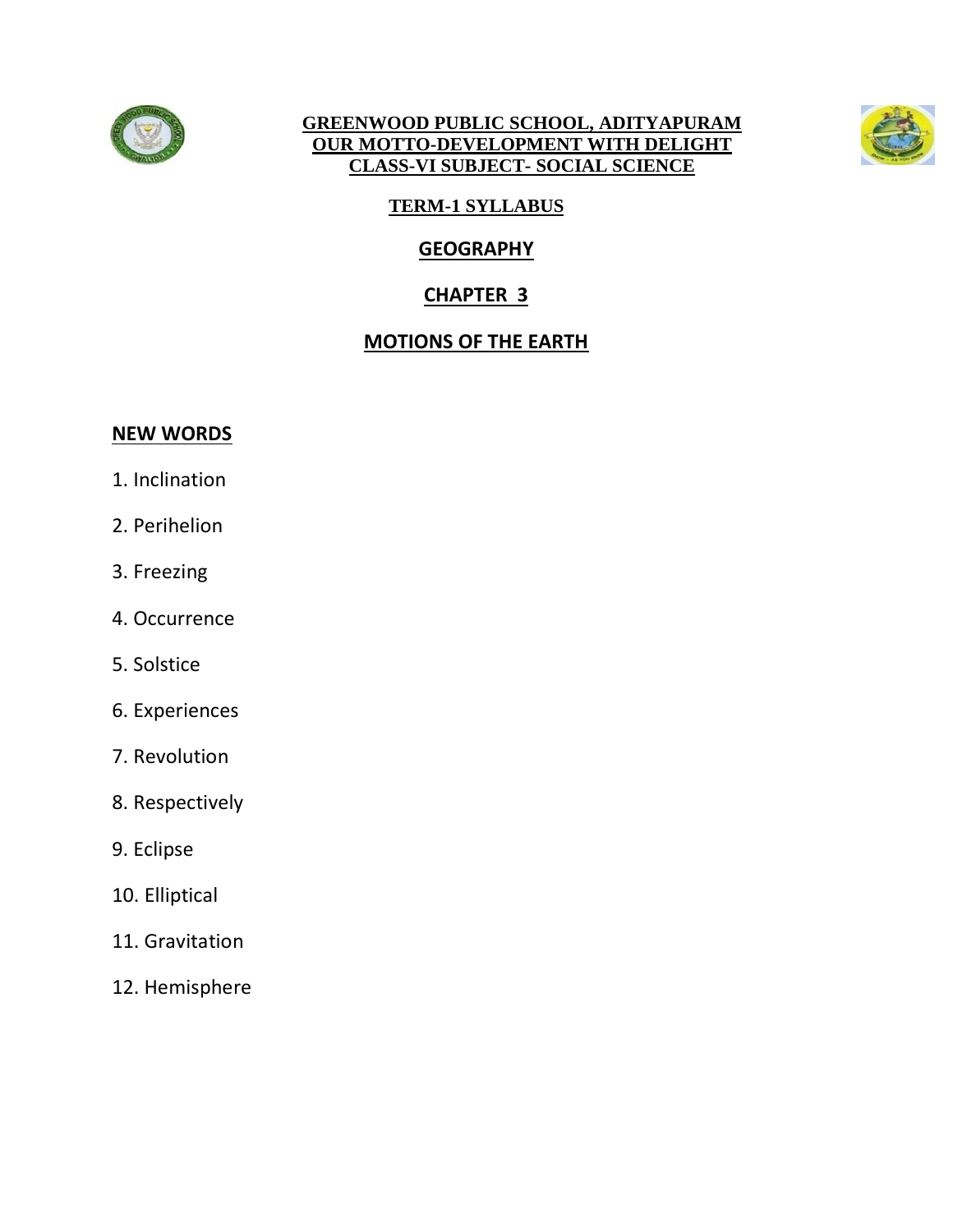**GREENWOOD PUBLIC SCHOOL, ADITYAPURAM**
**OUR MOTTO-DEVELOPMENT WITH DELIGHT**
**CLASS-VI SUBJECT- SOCIAL SCIENCE**

**TERM-1 SYLLABUS**

# GEOGRAPHY

## CHAPTER 3

## MOTIONS OF THE EARTH

### NEW WORDS

1. Inclination
2. Perihelion
3. Freezing
4. Occurrence
5. Solstice
6. Experiences
7. Revolution
8. Respectively
9. Eclipse
10. Elliptical
11. Gravitation
12. Hemisphere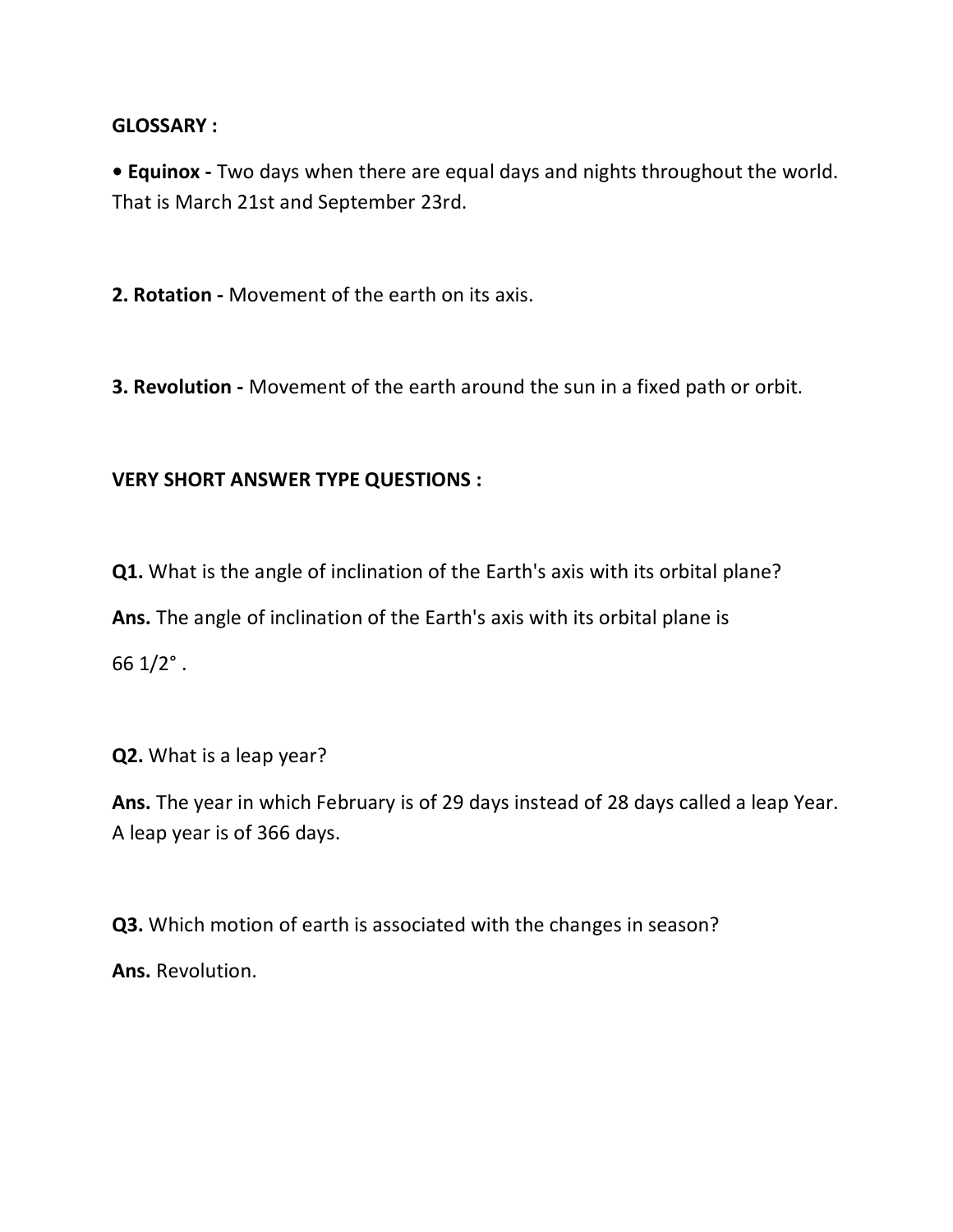**GLOSSARY :**

• **Equinox -** Two days when there are equal days and nights throughout the world. That is March 21st and September 23rd.

**2. Rotation -** Movement of the earth on its axis.

**3. Revolution -** Movement of the earth around the sun in a fixed path or orbit.

**VERY SHORT ANSWER TYPE QUESTIONS :**

**Q1.** What is the angle of inclination of the Earth's axis with its orbital plane?

**Ans.** The angle of inclination of the Earth's axis with its orbital plane is

$66 \frac{1}{2}°$ .

**Q2.** What is a leap year?

**Ans.** The year in which February is of 29 days instead of 28 days called a leap Year. A leap year is of 366 days.

**Q3.** Which motion of earth is associated with the changes in season?

**Ans.** Revolution.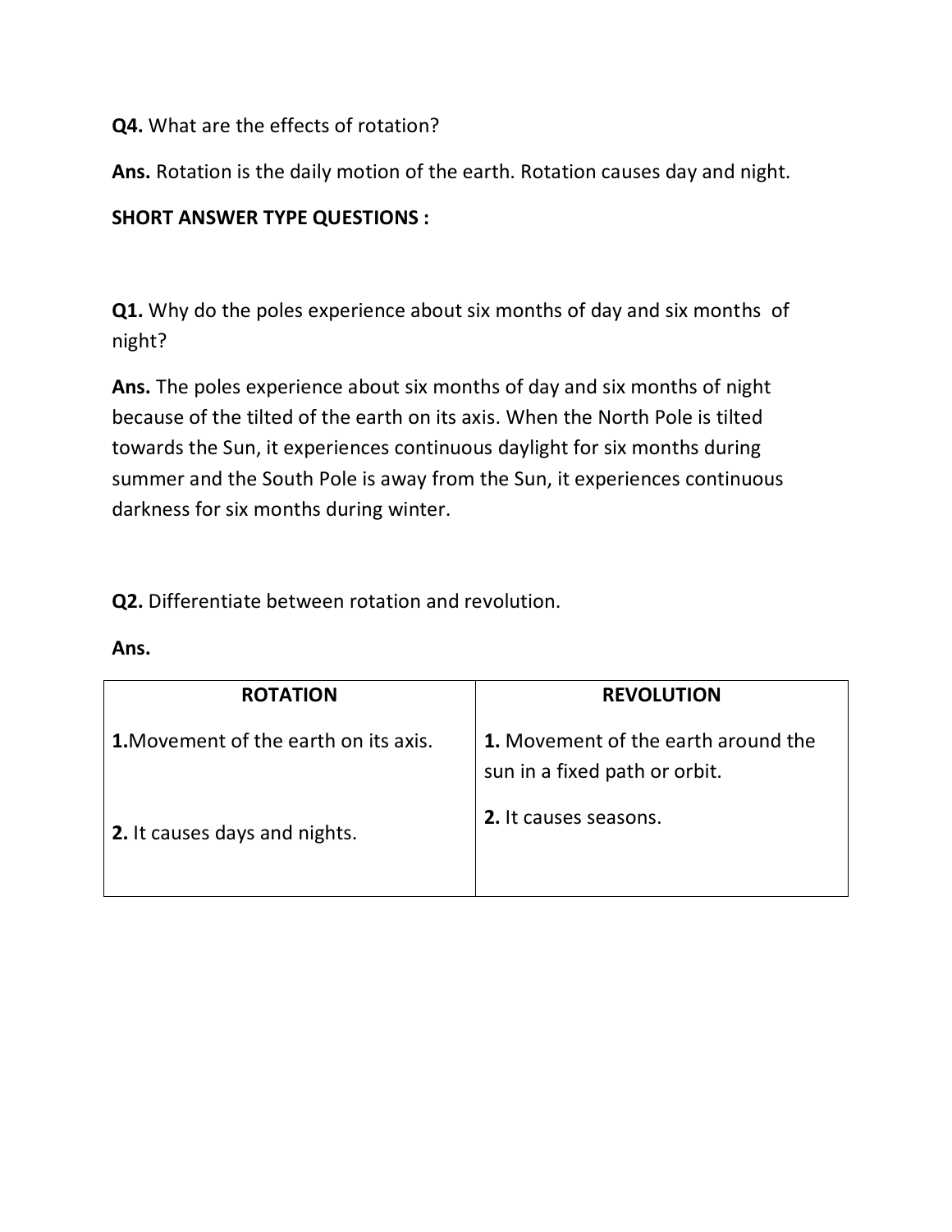**Q4.** What are the effects of rotation?

**Ans.** Rotation is the daily motion of the earth. Rotation causes day and night.

**SHORT ANSWER TYPE QUESTIONS :**

**Q1.** Why do the poles experience about six months of day and six months of night?

**Ans.** The poles experience about six months of day and six months of night because of the tilted of the earth on its axis. When the North Pole is tilted towards the Sun, it experiences continuous daylight for six months during summer and the South Pole is away from the Sun, it experiences continuous darkness for six months during winter.

**Q2.** Differentiate between rotation and revolution.

**Ans.**

| ROTATION | REVOLUTION |
|---|---|
| **1.**Movement of the earth on its axis. | **1.** Movement of the earth around the sun in a fixed path or orbit. |
| **2.** It causes days and nights. | **2.** It causes seasons. |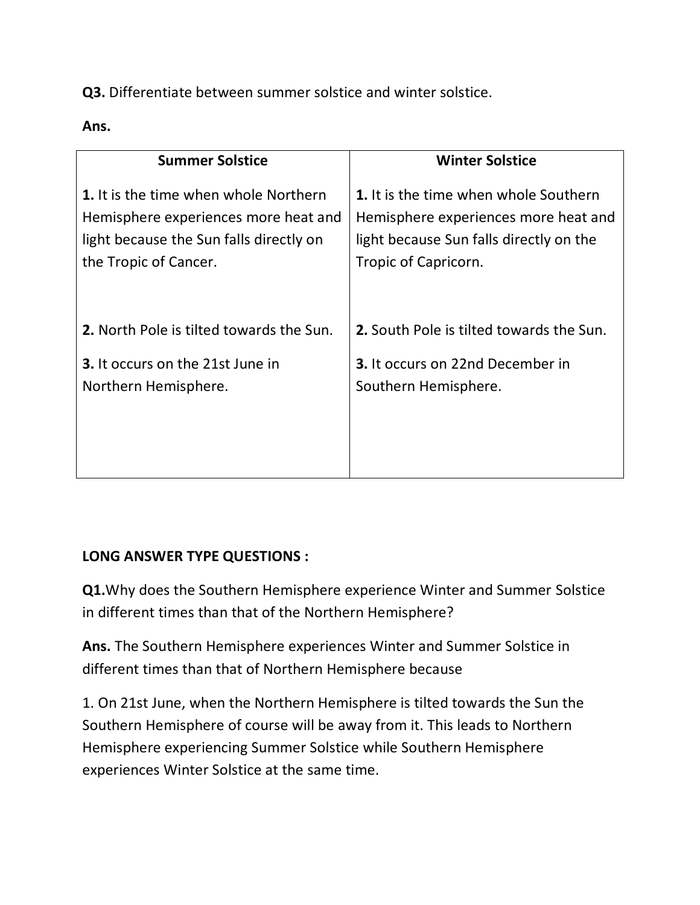**Q3.** Differentiate between summer solstice and winter solstice.

**Ans.**

| Summer Solstice | Winter Solstice |
|---|---|
| **1.** It is the time when whole Northern Hemisphere experiences more heat and light because the Sun falls directly on the Tropic of Cancer. | **1.** It is the time when whole Southern Hemisphere experiences more heat and light because Sun falls directly on the Tropic of Capricorn. |
| **2.** North Pole is tilted towards the Sun. | **2.** South Pole is tilted towards the Sun. |
| **3.** It occurs on the 21st June in Northern Hemisphere. | **3.** It occurs on 22nd December in Southern Hemisphere. |

**LONG ANSWER TYPE QUESTIONS :**

**Q1.**Why does the Southern Hemisphere experience Winter and Summer Solstice in different times than that of the Northern Hemisphere?

**Ans.** The Southern Hemisphere experiences Winter and Summer Solstice in different times than that of Northern Hemisphere because

1. On 21st June, when the Northern Hemisphere is tilted towards the Sun the Southern Hemisphere of course will be away from it. This leads to Northern Hemisphere experiencing Summer Solstice while Southern Hemisphere experiences Winter Solstice at the same time.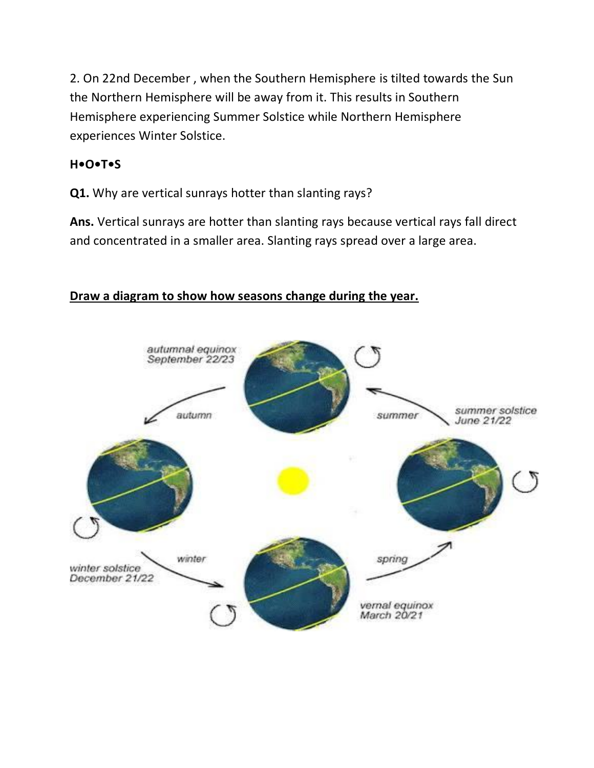2. On 22nd December , when the Southern Hemisphere is tilted towards the Sun the Northern Hemisphere will be away from it. This results in Southern Hemisphere experiencing Summer Solstice while Northern Hemisphere experiences Winter Solstice.

**H•O•T•S**

**Q1.** Why are vertical sunrays hotter than slanting rays?

**Ans.** Vertical sunrays are hotter than slanting rays because vertical rays fall direct and concentrated in a smaller area. Slanting rays spread over a large area.

**<u>Draw a diagram to show how seasons change during the year.</u>**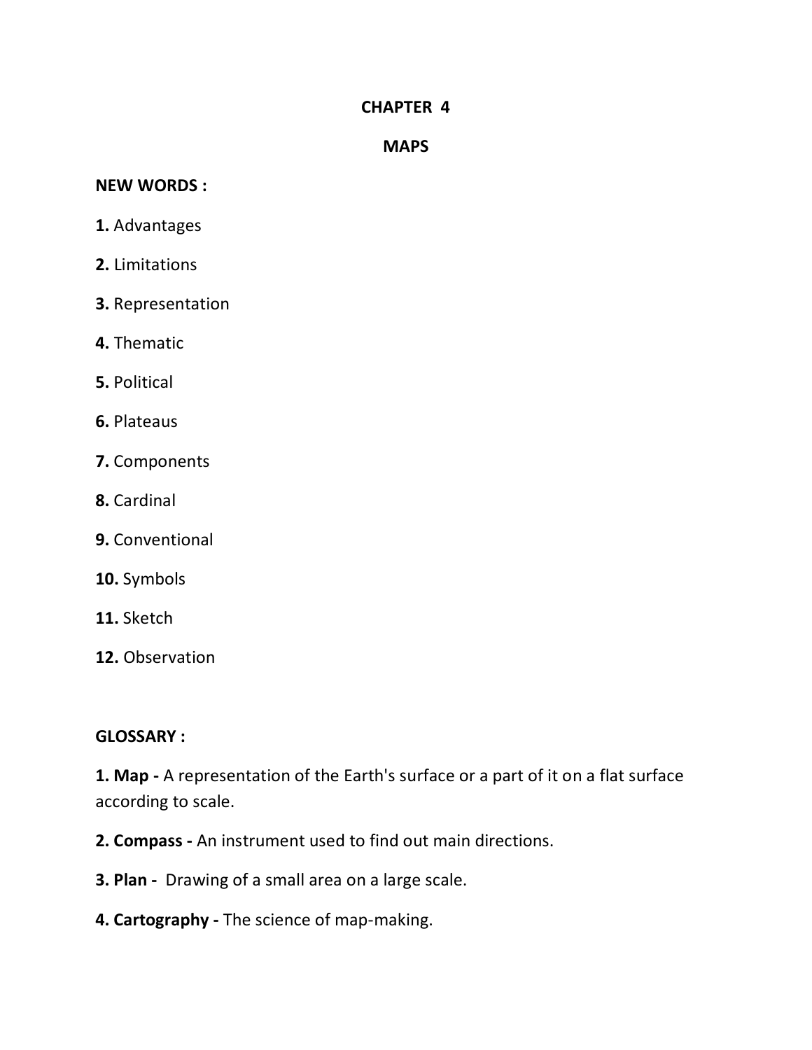# CHAPTER 4

## MAPS

**NEW WORDS :**

**1.** Advantages

**2.** Limitations

**3.** Representation

**4.** Thematic

**5.** Political

**6.** Plateaus

**7.** Components

**8.** Cardinal

**9.** Conventional

**10.** Symbols

**11.** Sketch

**12.** Observation

**GLOSSARY :**

**1. Map -** A representation of the Earth's surface or a part of it on a flat surface according to scale.

**2. Compass -** An instrument used to find out main directions.

**3. Plan -** Drawing of a small area on a large scale.

**4. Cartography -** The science of map-making.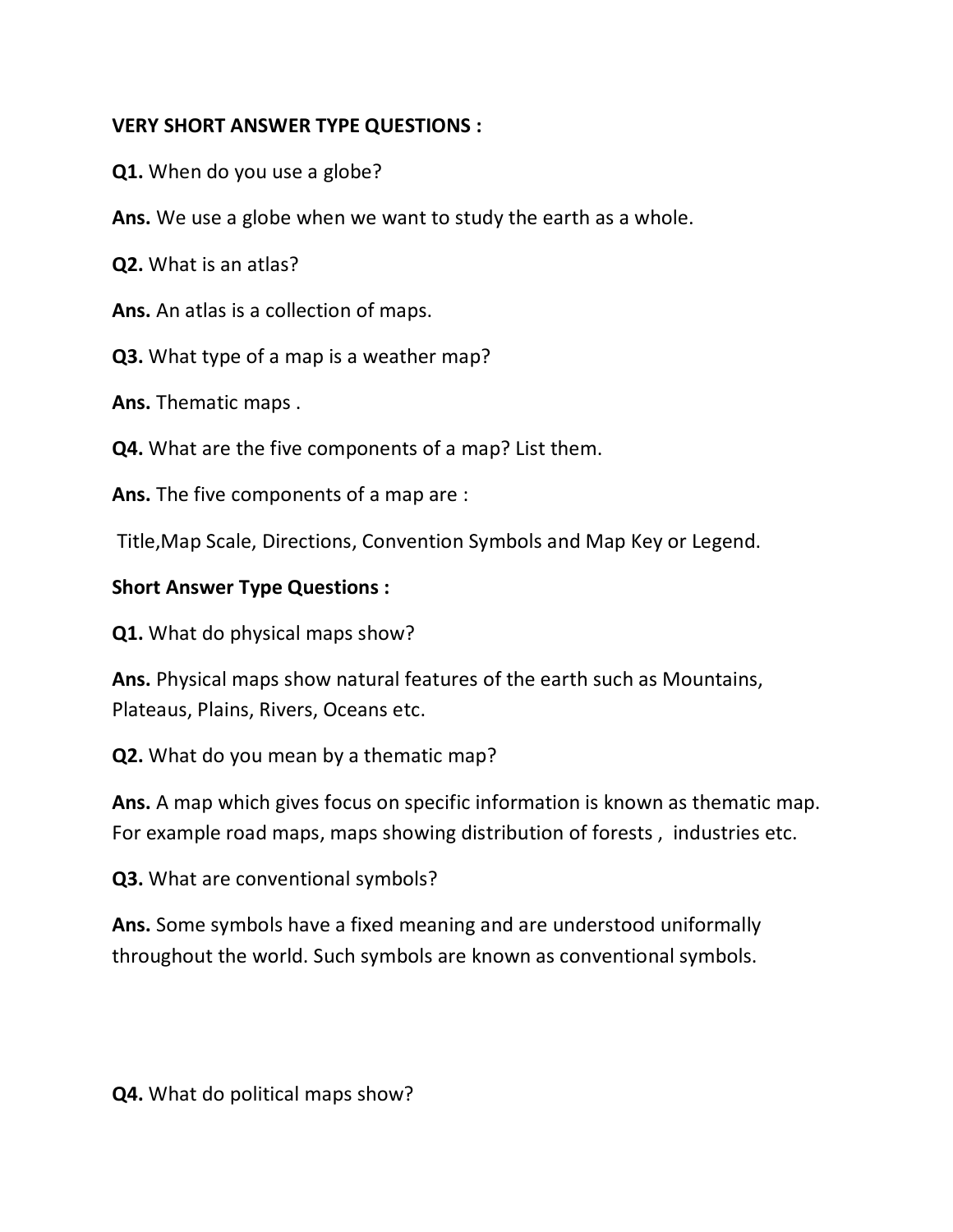**VERY SHORT ANSWER TYPE QUESTIONS :**

**Q1.** When do you use a globe?

**Ans.** We use a globe when we want to study the earth as a whole.

**Q2.** What is an atlas?

**Ans.** An atlas is a collection of maps.

**Q3.** What type of a map is a weather map?

**Ans.** Thematic maps .

**Q4.** What are the five components of a map? List them.

**Ans.** The five components of a map are :

Title,Map Scale, Directions, Convention Symbols and Map Key or Legend.

**Short Answer Type Questions :**

**Q1.** What do physical maps show?

**Ans.** Physical maps show natural features of the earth such as Mountains, Plateaus, Plains, Rivers, Oceans etc.

**Q2.** What do you mean by a thematic map?

**Ans.** A map which gives focus on specific information is known as thematic map. For example road maps, maps showing distribution of forests , industries etc.

**Q3.** What are conventional symbols?

**Ans.** Some symbols have a fixed meaning and are understood uniformally throughout the world. Such symbols are known as conventional symbols.

**Q4.** What do political maps show?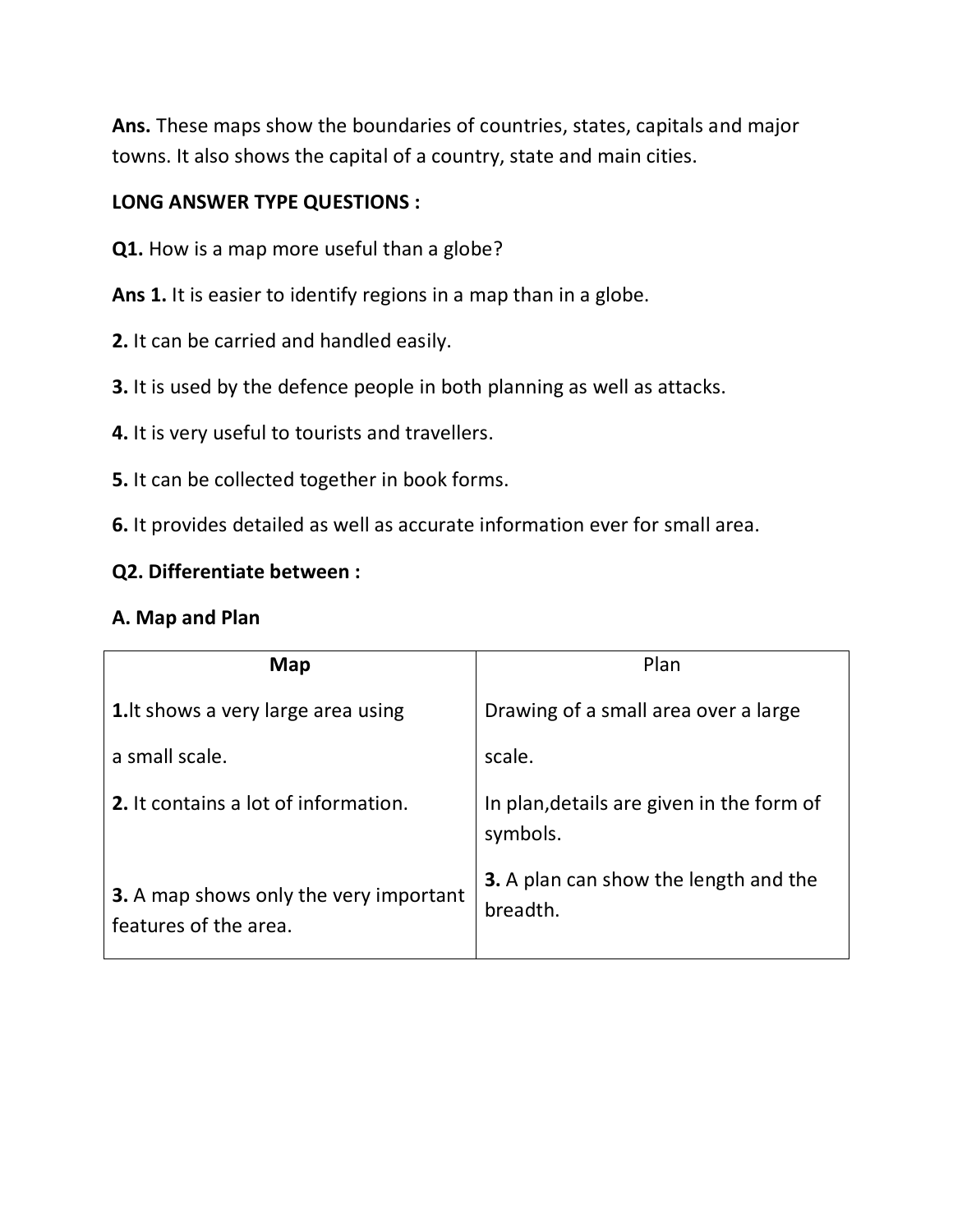**Ans.** These maps show the boundaries of countries, states, capitals and major towns. It also shows the capital of a country, state and main cities.

**LONG ANSWER TYPE QUESTIONS :**

**Q1.** How is a map more useful than a globe?

**Ans 1.** It is easier to identify regions in a map than in a globe.

**2.** It can be carried and handled easily.

**3.** It is used by the defence people in both planning as well as attacks.

**4.** It is very useful to tourists and travellers.

**5.** It can be collected together in book forms.

**6.** It provides detailed as well as accurate information ever for small area.

**Q2. Differentiate between :**

**A. Map and Plan**

| **Map** | Plan |
|---|---|
| **1.**It shows a very large area using a small scale. | Drawing of a small area over a large scale. |
| **2.** It contains a lot of information. | In plan,details are given in the form of symbols. |
| **3.** A map shows only the very important features of the area. | **3.** A plan can show the length and the breadth. |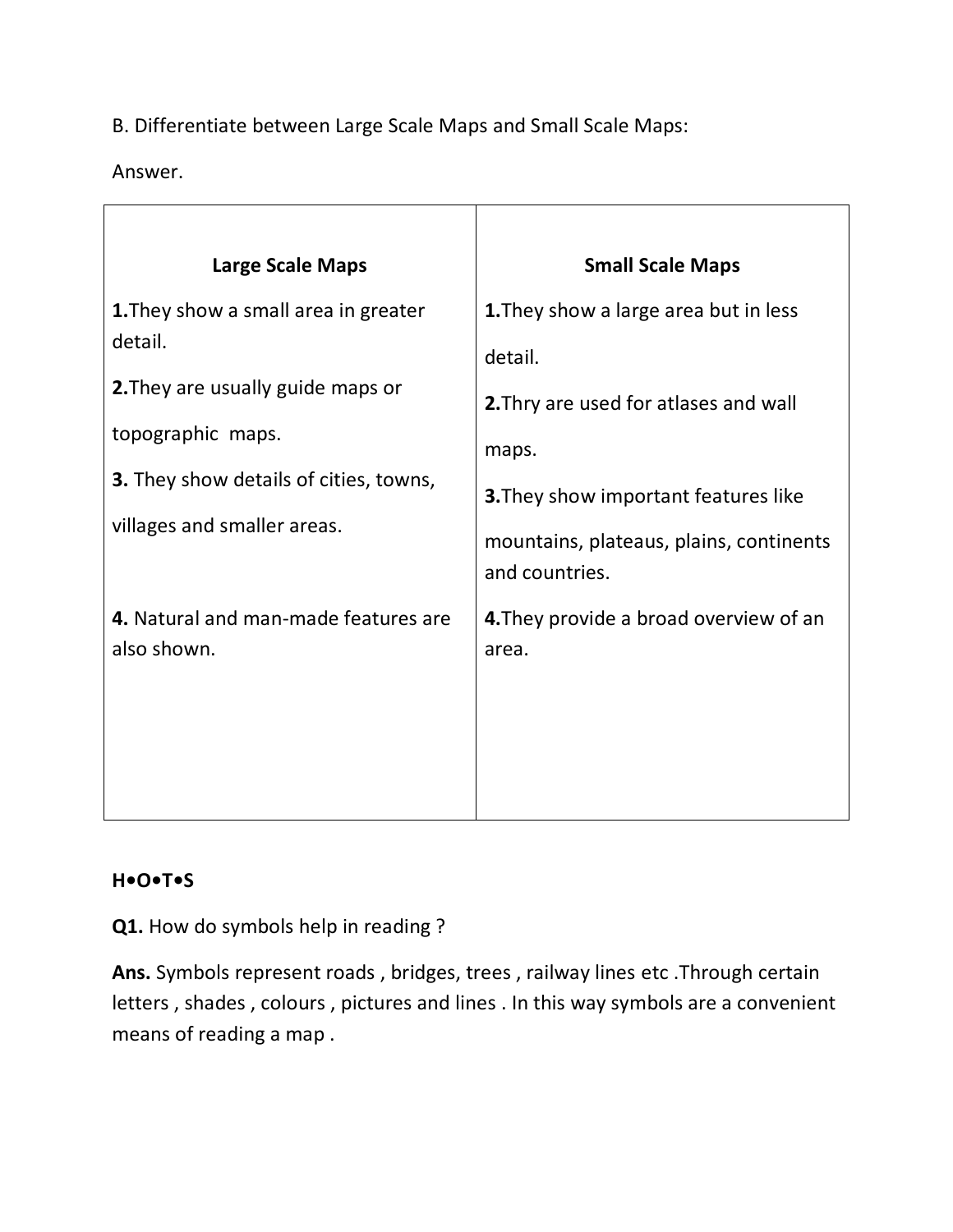B. Differentiate between Large Scale Maps and Small Scale Maps:

Answer.

| Large Scale Maps | Small Scale Maps |
|---|---|
| **1.**They show a small area in greater detail. | **1.**They show a large area but in less detail. |
| **2.**They are usually guide maps or topographic maps. | **2.**Thry are used for atlases and wall maps. |
| **3.** They show details of cities, towns, villages and smaller areas. | **3.**They show important features like mountains, plateaus, plains, continents and countries. |
| **4.** Natural and man-made features are also shown. | **4.**They provide a broad overview of an area. |

**H•O•T•S**

**Q1.** How do symbols help in reading ?

**Ans.** Symbols represent roads , bridges, trees , railway lines etc .Through certain letters , shades , colours , pictures and lines . In this way symbols are a convenient means of reading a map .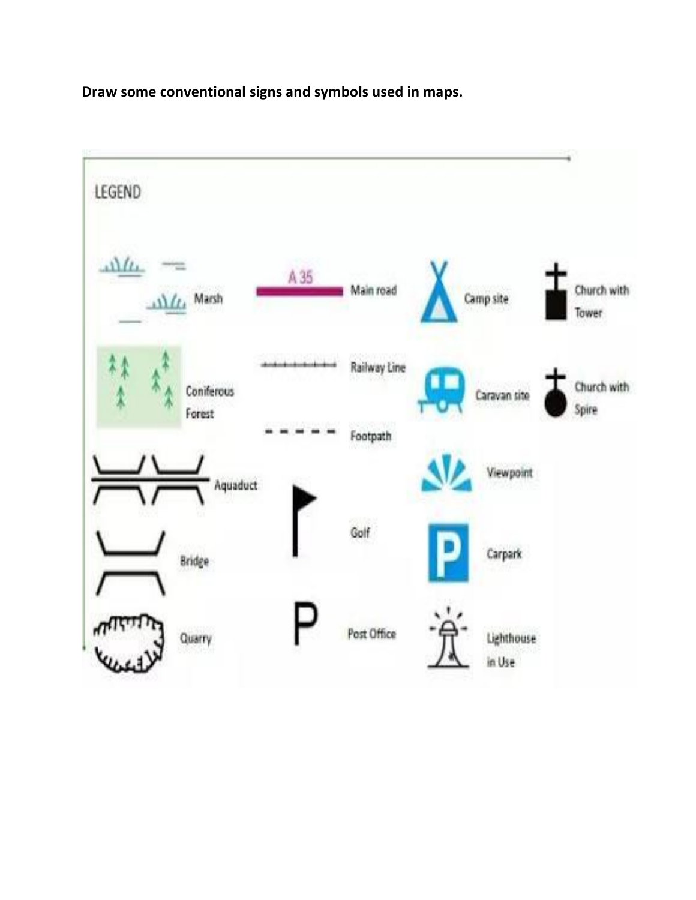**Draw some conventional signs and symbols used in maps.**

LEGEND

Marsh

A 35

Main road

Camp site

Church with Tower

Coniferous Forest

Railway Line

Caravan site

Church with Spire

Footpath

Aquaduct

Viewpoint

Golf

Bridge

Carpark

Quarry

Post Office

Lighthouse in Use